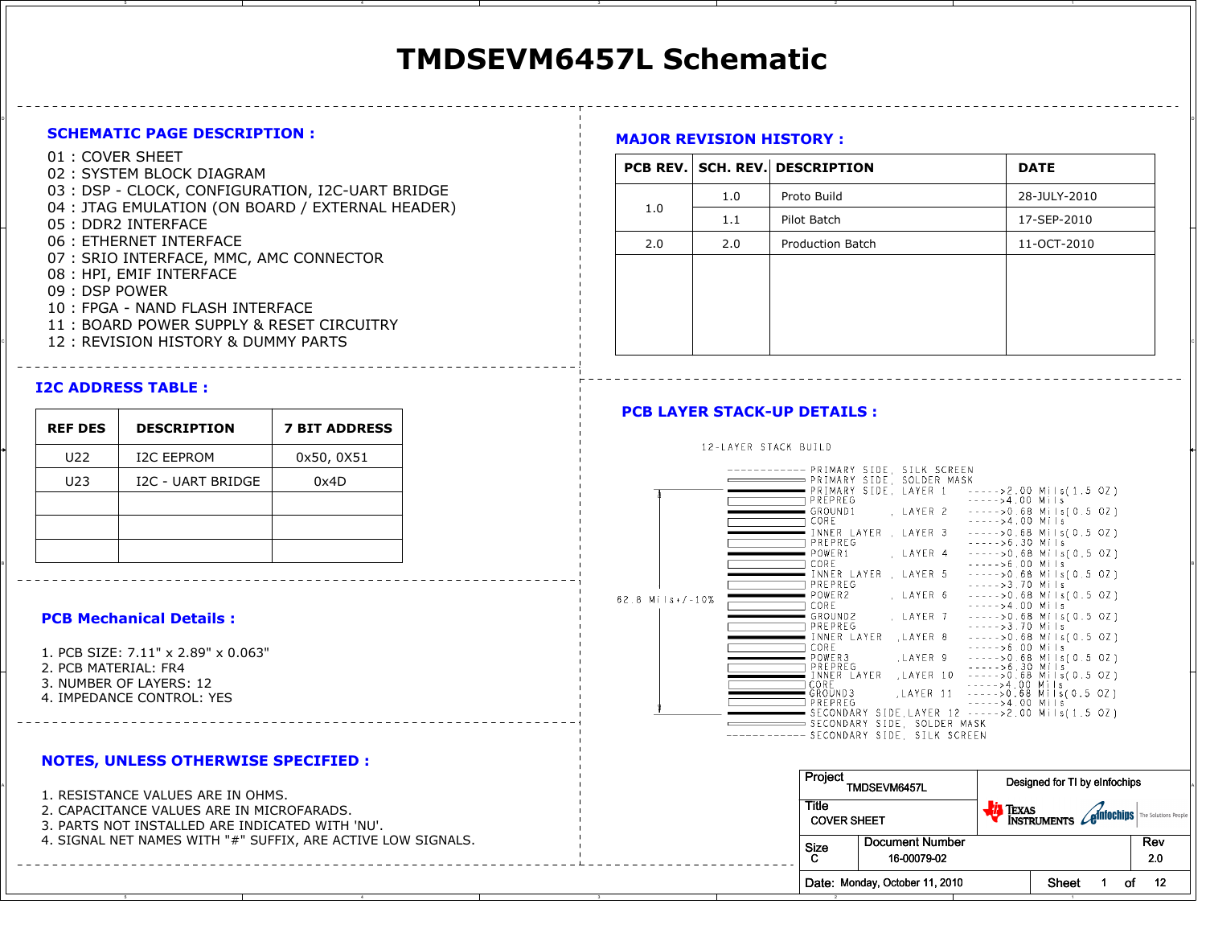# TMDSEVM6457L Schematic

## SCHEMATIC PAGE DESCRIPTION :

01 : COVER SHEET
02 : SYSTEM BLOCK DIAGRAM
03 : DSP - CLOCK, CONFIGURATION, I2C-UART BRIDGE
04 : JTAG EMULATION (ON BOARD / EXTERNAL HEADER)
05 : DDR2 INTERFACE
06 : ETHERNET INTERFACE
07 : SRIO INTERFACE, MMC, AMC CONNECTOR
08 : HPI, EMIF INTERFACE
09 : DSP POWER
10 : FPGA - NAND FLASH INTERFACE
11 : BOARD POWER SUPPLY & RESET CIRCUITRY
12 : REVISION HISTORY & DUMMY PARTS

## MAJOR REVISION HISTORY :

| PCB REV. | SCH. REV. | DESCRIPTION | DATE |
|---|---|---|---|
| 1.0 | 1.0 | Proto Build | 28-JULY-2010 |
| | 1.1 | Pilot Batch | 17-SEP-2010 |
| 2.0 | 2.0 | Production Batch | 11-OCT-2010 |
| | | | |

## I2C ADDRESS TABLE :

| REF DES | DESCRIPTION | 7 BIT ADDRESS |
|---|---|---|
| U22 | I2C EEPROM | 0x50, 0X51 |
| U23 | I2C - UART BRIDGE | 0x4D |
| | | |
| | | |
| | | |

## PCB LAYER STACK-UP DETAILS :

12-LAYER STACK BUILD

62.8 Mils+/-10%

```
------------ PRIMARY SIDE, SILK SCREEN
             PRIMARY SIDE, SOLDER MASK
             PRIMARY SIDE, LAYER 1      ----->2.00 Mils(1.5 OZ)
             PREPREG                    ----->4.00 Mils
             GROUND1      , LAYER 2     ----->0.68 Mils(0.5 OZ)
             CORE                       ----->4.00 Mils
             INNER LAYER  , LAYER 3     ----->0.68 Mils(0.5 OZ)
             PREPREG                    ----->6.30 Mils
             POWER1       , LAYER 4     ----->0.68 Mils(0.5 OZ)
             CORE                       ----->6.00 Mils
             INNER LAYER  , LAYER 5     ----->0.68 Mils(0.5 OZ)
             PREPREG                    ----->3.70 Mils
             POWER2       , LAYER 6     ----->0.68 Mils(0.5 OZ)
             CORE                       ----->4.00 Mils
             GROUND2      , LAYER 7     ----->0.68 Mils(0.5 OZ)
             PREPREG                    ----->3.70 Mils
             INNER LAYER  ,LAYER 8      ----->0.68 Mils(0.5 OZ)
             CORE                       ----->6.00 Mils
             POWER3       ,LAYER 9      ----->0.68 Mils(0.5 OZ)
             PREPREG                    ----->6.30 Mils
             INNER LAYER  ,LAYER 10     ----->0.68 Mils(0.5 OZ)
             CORE                       ----->4.00 Mils
             GROUND3      ,LAYER 11     ----->0.68 Mils(0.5 OZ)
             PREPREG                    ----->4.00 Mils
             SECONDARY SIDE,LAYER 12    ----->2.00 Mils(1.5 OZ)
             SECONDARY SIDE, SOLDER MASK
------------ SECONDARY SIDE, SILK SCREEN
```

## PCB Mechanical Details :

1. PCB SIZE: 7.11" x 2.89" x 0.063"
2. PCB MATERIAL: FR4
3. NUMBER OF LAYERS: 12
4. IMPEDANCE CONTROL: YES

## NOTES, UNLESS OTHERWISE SPECIFIED :

1. RESISTANCE VALUES ARE IN OHMS.
2. CAPACITANCE VALUES ARE IN MICROFARADS.
3. PARTS NOT INSTALLED ARE INDICATED WITH 'NU'.
4. SIGNAL NET NAMES WITH "#" SUFFIX, ARE ACTIVE LOW SIGNALS.

| Project: TMDSEVM6457L | Designed for TI by eInfochips | |
|---|---|---|
| Title: COVER SHEET | Texas Instruments / eInfochips The Solutions People | |
| Size: C | Document Number: 16-00079-02 | Rev: 2.0 |
| Date: Monday, October 11, 2010 | Sheet 1 of 12 | |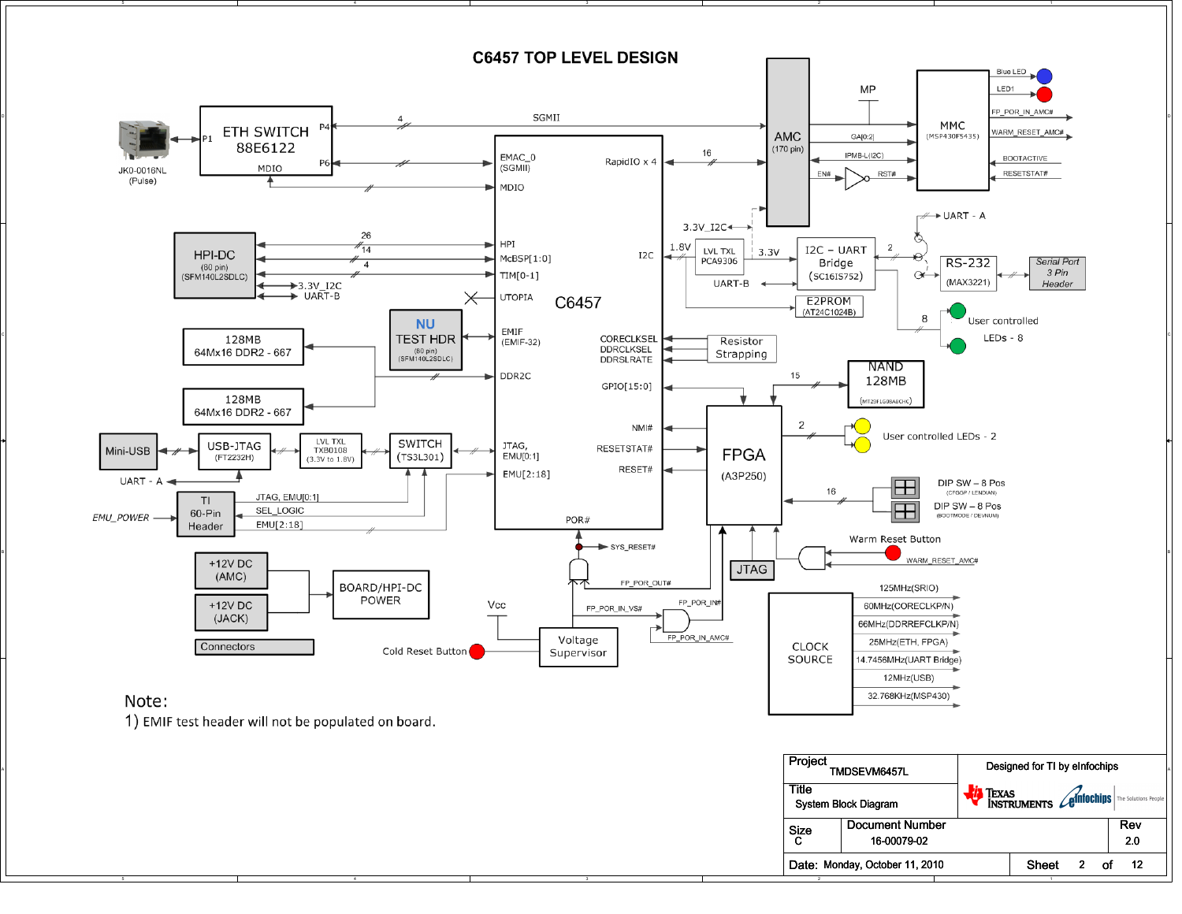# C6457 TOP LEVEL DESIGN

ETH SWITCH 88E6122 — P1, P4, P6, MDIO

JK0-0016NL (Pulse)

SGMII — 4

AMC (170 pin)

MP

MMC (MSP430F5435)

Blue LED

LED1

FP_POR_IN_AMC#

WARM_RESET_AMC#

BOOTACTIVE

RESETSTAT#

GA[0:2]

IPMB-L(I2C)

EN#

RST#

EMAC_0 (SGMII)

MDIO

RapidIO x 4 — 16

3.3V_I2C

UART - A

HPI-DC (80 pin) (SFM140L2SDLC) — 26, 14, 4

3.3V_I2C

UART-B

HPI

McBSP[1:0]

TIM[0-1]

UTOPIA

C6457

I2C

1.8V

LVL TXL PCA9306

3.3V

I2C – UART Bridge (SC16IS752) — 2

UART-B

RS-232 (MAX3221)

Serial Port 3 Pin Header

E2PROM (AT24C1024B)

8

User controlled LEDs - 8

NU TEST HDR (80 pin) (SFM140L2SDLC)

EMIF (EMIF-32)

CORECLKSEL

DDRCLKSEL

DDRSLRATE

Resistor Strapping

128MB 64Mx16 DDR2 - 667

DDR2C

128MB 64Mx16 DDR2 - 667

GPIO[15:0]

15

NAND 128MB (MT29F1G08ABCHC)

NMI#

RESETSTAT#

RESET#

FPGA (A3P250)

2

User controlled LEDs - 2

Mini-USB

USB-JTAG (FT2232H)

LVL TXL TXB0108 (3.3V to 1.8V)

SWITCH (TS3L301)

JTAG, EMU[0:1]

EMU[2:18]

UART - A

DIP SW – 8 Pos (CFGGP / LENDIAN)

16

DIP SW – 8 Pos (BOOTMODE / DEVNUM)

EMU_POWER

TI 60-Pin Header

JTAG, EMU[0:1]

SEL_LOGIC

EMU[2:18]

POR#

SYS_RESET#

Warm Reset Button

WARM_RESET_AMC#

JTAG

+12V DC (AMC)

+12V DC (JACK)

BOARD/HPI-DC POWER

Connectors

FP_POR_OUT#

Vcc

FP_POR_IN_VS#

FP_POR_IN#

FP_POR_IN_AMC#

Cold Reset Button

Voltage Supervisor

CLOCK SOURCE

- 125MHz(SRIO)
- 60MHz(CORECLKP/N)
- 66MHz(DDRREFCLKP/N)
- 25MHz(ETH, FPGA)
- 14.7456MHz(UART Bridge)
- 12MHz(USB)
- 32.768KHz(MSP430)

Note:

1) EMIF test header will not be populated on board.

| Project | TMDSEVM6457L | Designed for TI by eInfochips | |
|---|---|---|---|
| Title | System Block Diagram | | |
| Size | Document Number | | Rev |
| C | 16-00079-02 | | 2.0 |
| Date: Monday, October 11, 2010 | | Sheet 2 of 12 | |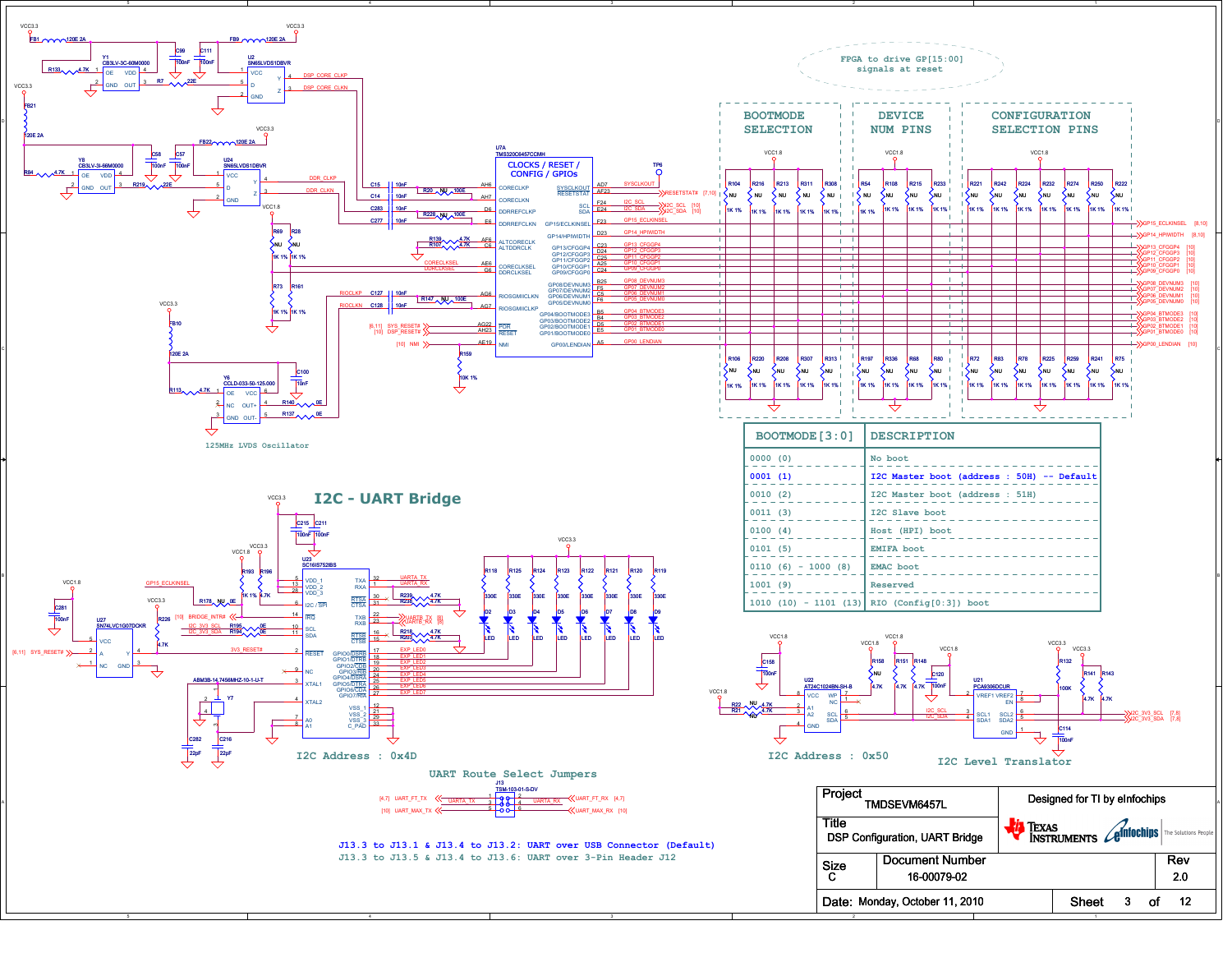FPGA to drive GP[15:00] signals at reset

## BOOTMODE SELECTION

## DEVICE NUM PINS

## CONFIGURATION SELECTION PINS

## CLOCKS / RESET / CONFIG / GPIOs

125MHz LVDS Oscillator

## I2C - UART Bridge

I2C Address : 0x4D

| BOOTMODE[3:0] | DESCRIPTION |
| --- | --- |
| 0000 (0) | No boot |
| 0001 (1) | I2C Master boot (address : 50H) -- Default |
| 0010 (2) | I2C Master boot (address : 51H) |
| 0011 (3) | I2C Slave boot |
| 0100 (4) | Host (HPI) boot |
| 0101 (5) | EMIFA boot |
| 0110 (6) - 1000 (8) | EMAC boot |
| 1001 (9) | Reserved |
| 1010 (10) - 1101 (13) | RIO (Config[0:3]) boot |

I2C Address : 0x50

I2C Level Translator

UART Route Select Jumpers

J13.3 to J13.1 & J13.4 to J13.2: UART over USB Connector (Default)

J13.3 to J13.5 & J13.4 to J13.6: UART over 3-Pin Header J12

| | |
| --- | --- |
| Project | TMDSEVM6457L |
| Designed for TI by eInfochips | |
| Title | DSP Configuration, UART Bridge |
| Size | C |
| Document Number | 16-00079-02 |
| Rev | 2.0 |
| Date | Monday, October 11, 2010 |
| Sheet | 3 of 12 |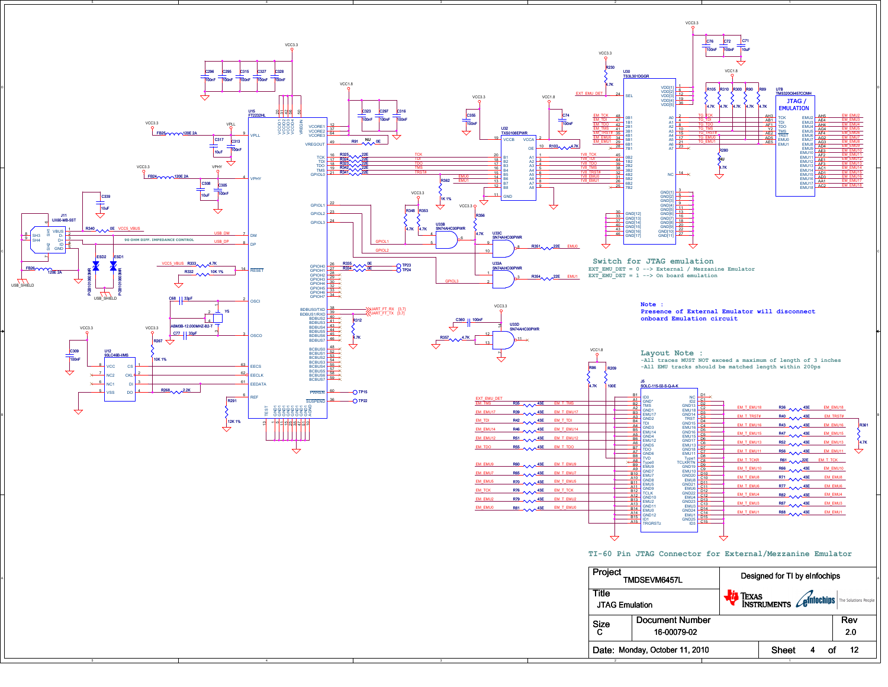Switch for JTAG emulation

EXT_EMU_DET = 0 --> External / Mezzanine Emulator

EXT_EMU_DET = 1 --> On board emulation

Note :

Presence of External Emulator will disconnect onboard Emulation circuit

Layout Note :

-All traces MUST NOT exceed a maximum of length of 3 inches

-All EMU tracks should be matched length within 200ps

TI-60 Pin JTAG Connector for External/Mezzanine Emulator

90 OHM DIFF. IMPEDANCE CONTROL

| | |
|---|---|
| Project | TMDSEVM6457L |
| Title | JTAG Emulation |
| Size | C |
| Document Number | 16-00079-02 |
| Rev | 2.0 |
| Date: | Monday, October 11, 2010 |
| Sheet | 4 of 12 |

Designed for TI by eInfochips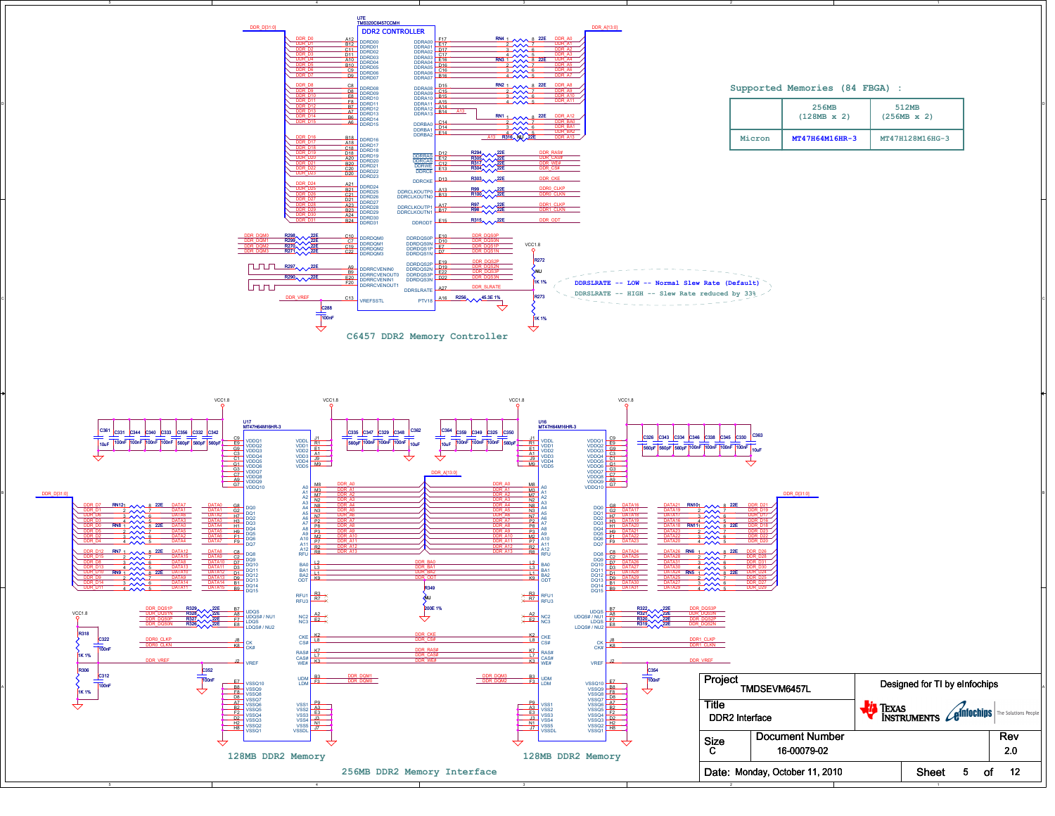## C6457 DDR2 Memory Controller

U7E TMS320C6457CCMH — DDR2 CONTROLLER

DDRSLRATE -- LOW -- Normal Slew Rate (Default)
DDRSLRATE -- HIGH -- Slew Rate reduced by 33%

**Supported Memories (84 FBGA) :**

| | 256MB (128MB x 2) | 512MB (256MB x 2) |
|---|---|---|
| Micron | MT47H64M16HR-3 | MT47H128M16HG-3 |

## 256MB DDR2 Memory Interface

U17 MT47H64M16HR-3 — 128MB DDR2 Memory

U16 MT47H64M16HR-3 — 128MB DDR2 Memory

| Project | TMDSEVM6457L |
|---|---|
| Title | DDR2 Interface |
| Size | C |
| Document Number | 16-00079-02 |
| Rev | 2.0 |
| Date | Monday, October 11, 2010 |

Designed for TI by eInfochips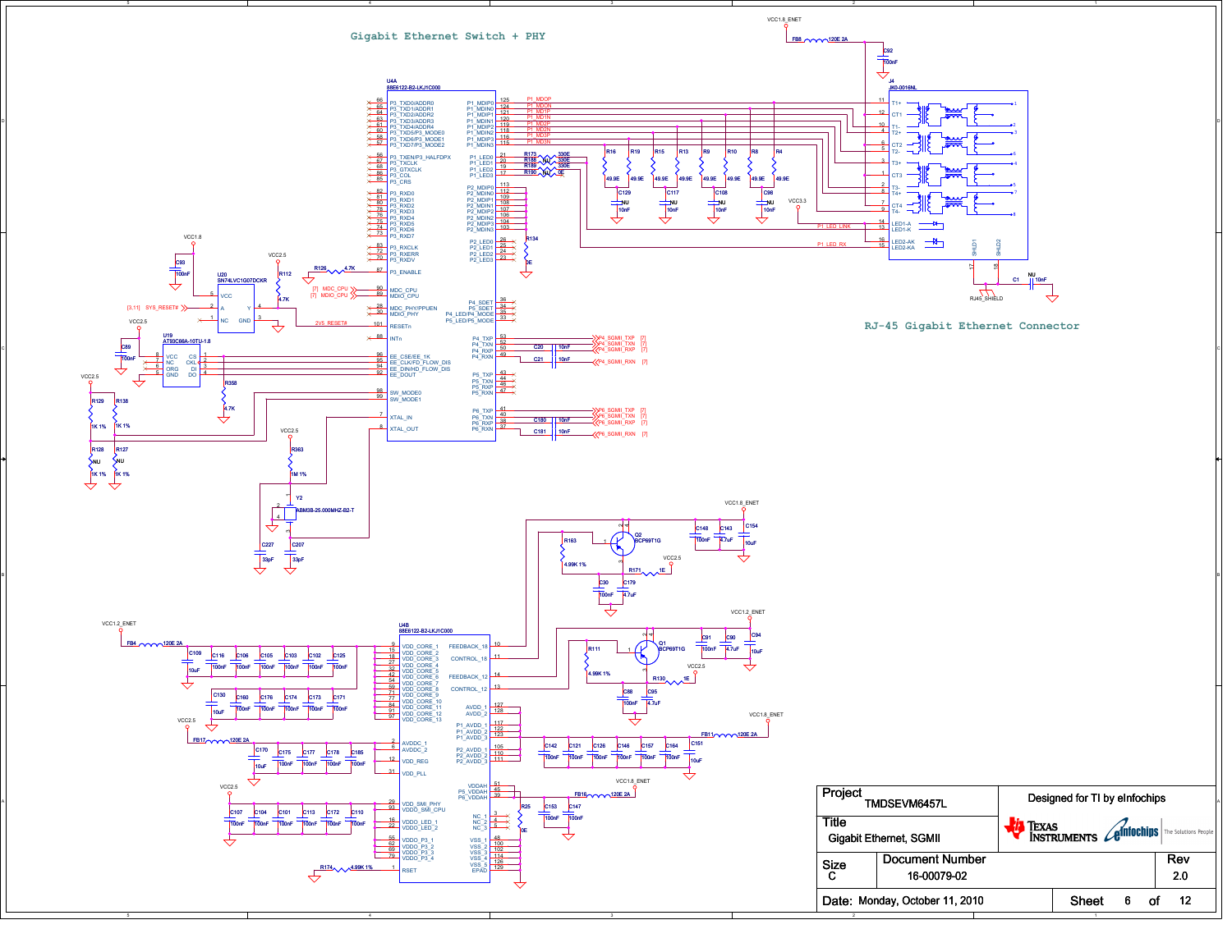## Gigabit Ethernet Switch + PHY

## RJ-45 Gigabit Ethernet Connector

U4A 88E6122-B2-LKJ1C000

U4B 88E6122-B2-LKJ1C000

J4 JK0-0016NL

U20 SN74LVC1G07DCKR

U19 AT93C66A-10TU-1.8

Y2 ABM3B-25.000MHZ-B2-T

Q1 BCP69T1G

Q2 BCP69T1G

| Project | TMDSEVM6457L | Designed for TI by eInfochips |
|---|---|---|
| Title | Gigabit Ethernet, SGMII | |
| Size | Document Number | Rev |
| C | 16-00079-02 | 2.0 |
| Date: Monday, October 11, 2010 | Sheet 6 of 12 | |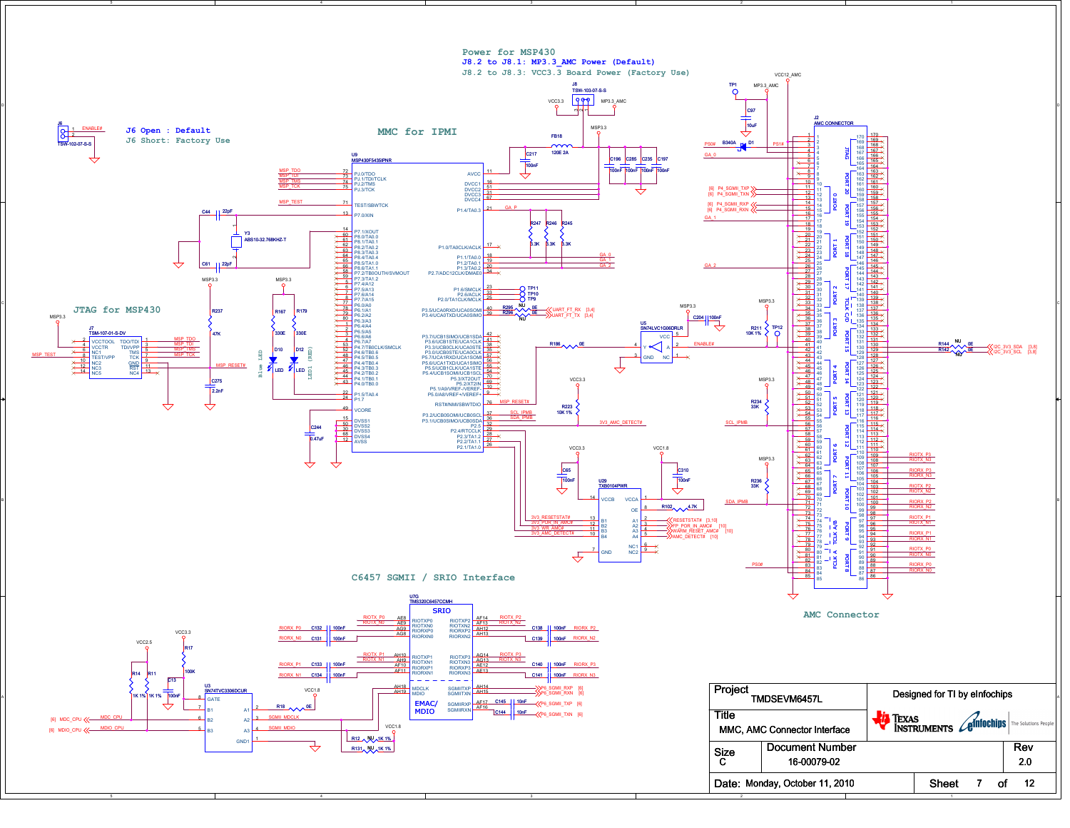## Power for MSP430

J8.2 to J8.1: MP3.3_AMC Power (Default)

J8.2 to J8.3: VCC3.3 Board Power (Factory Use)

J6 Open : Default

J6 Short: Factory Use

## MMC for IPMI

## JTAG for MSP430

## C6457 SGMII / SRIO Interface

## AMC Connector

| Project | TMDSEVM6457L | Designed for TI by eInfochips |
|---|---|---|
| Title | MMC, AMC Connector Interface | |
| Size | Document Number | Rev |
| C | 16-00079-02 | 2.0 |
| Date: Monday, October 11, 2010 | Sheet 7 of 12 | |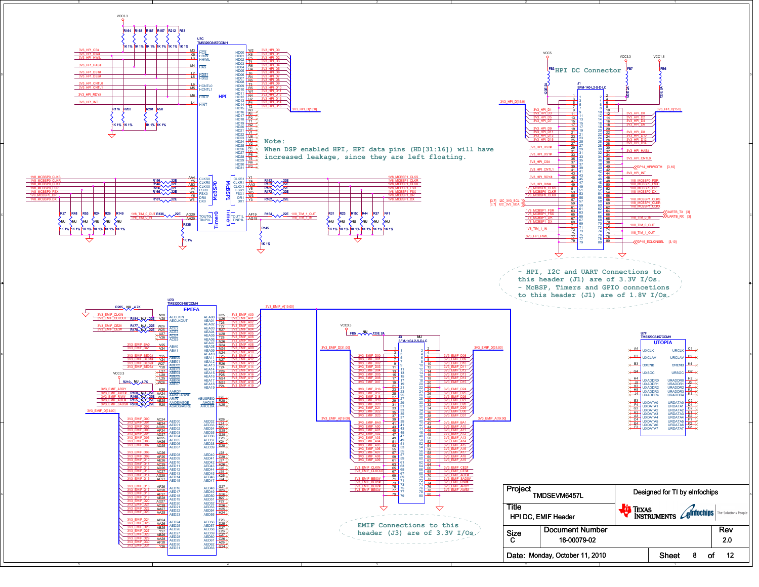# HPI DC Connector

Note:
When DSP enabled HPI, HPI data pins (HD[31:16]) will have increased leakage, since they are left floating.

- HPI, I2C and UART Connections to this header (J1) are of 3.3V I/Os.
- McBSP, Timers and GPIO connections to this header (J1) are of 1.8V I/Os.

EMIF Connections to this header (J3) are of 3.3V I/Os.

| Project | Designed for TI by eInfochips |
|---|---|
| TMDSEVM6457L | |
| Title | |
| HPI DC, EMIF Header | |

| Size | Document Number | Rev |
|---|---|---|
| C | 16-00079-02 | 2.0 |

Date: Monday, October 11, 2010 — Sheet 8 of 12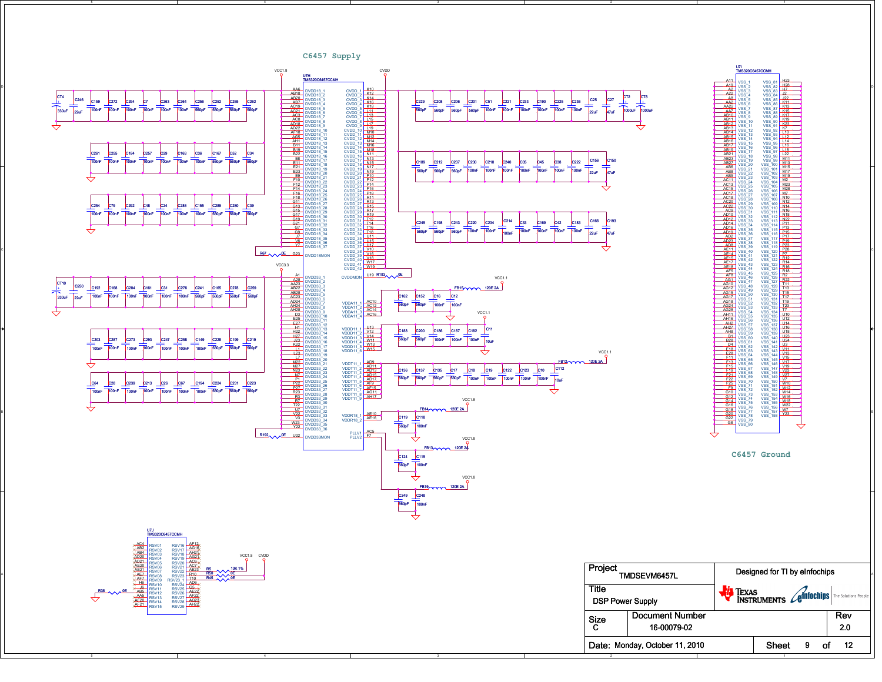## C6457 Supply

## C6457 Ground

| Project | TMDSEVM6457L | Designed for TI by eInfochips |
|---|---|---|
| Title | DSP Power Supply | |
| Size | Document Number | Rev |
| C | 16-00079-02 | 2.0 |
| Date: | Monday, October 11, 2010 | Sheet 9 of 12 |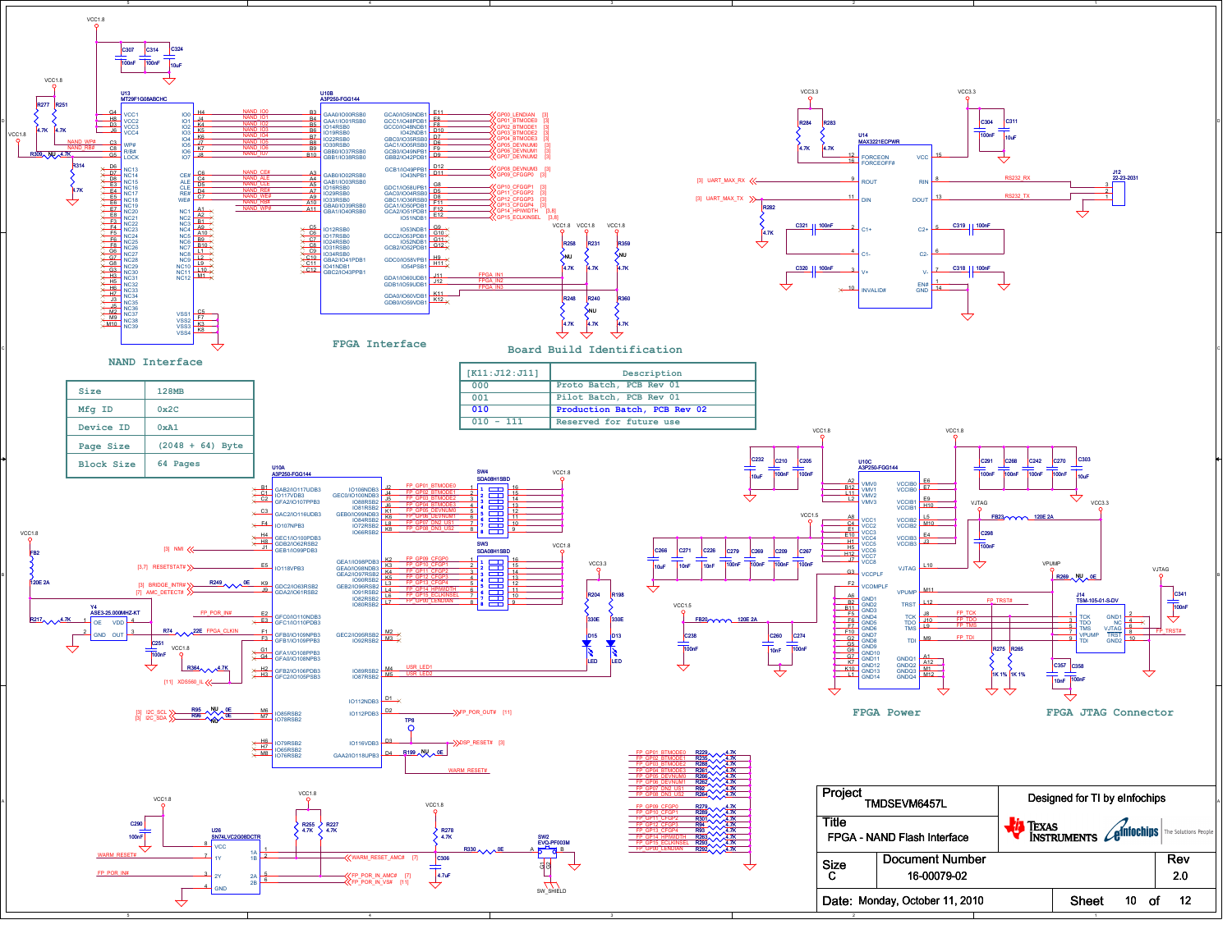## NAND Interface

| Size | 128MB |
|---|---|
| Mfg ID | 0x2C |
| Device ID | 0xA1 |
| Page Size | (2048 + 64) Byte |
| Block Size | 64 Pages |

## FPGA Interface

## Board Build Identification

| [K11:J12:J11] | Description |
|---|---|
| 000 | Proto Batch, PCB Rev 01 |
| 001 | Pilot Batch, PCB Rev 01 |
| 010 | Production Batch, PCB Rev 02 |
| 010 - 111 | Reserved for future use |

## FPGA Power

## FPGA JTAG Connector

| | |
|---|---|
| Project | TMDSEVM6457L |
| Title | FPGA - NAND Flash Interface |
| Size | C |
| Document Number | 16-00079-02 |
| Rev | 2.0 |
| Date | Monday, October 11, 2010 |
| Sheet | 10 of 12 |

Designed for TI by eInfochips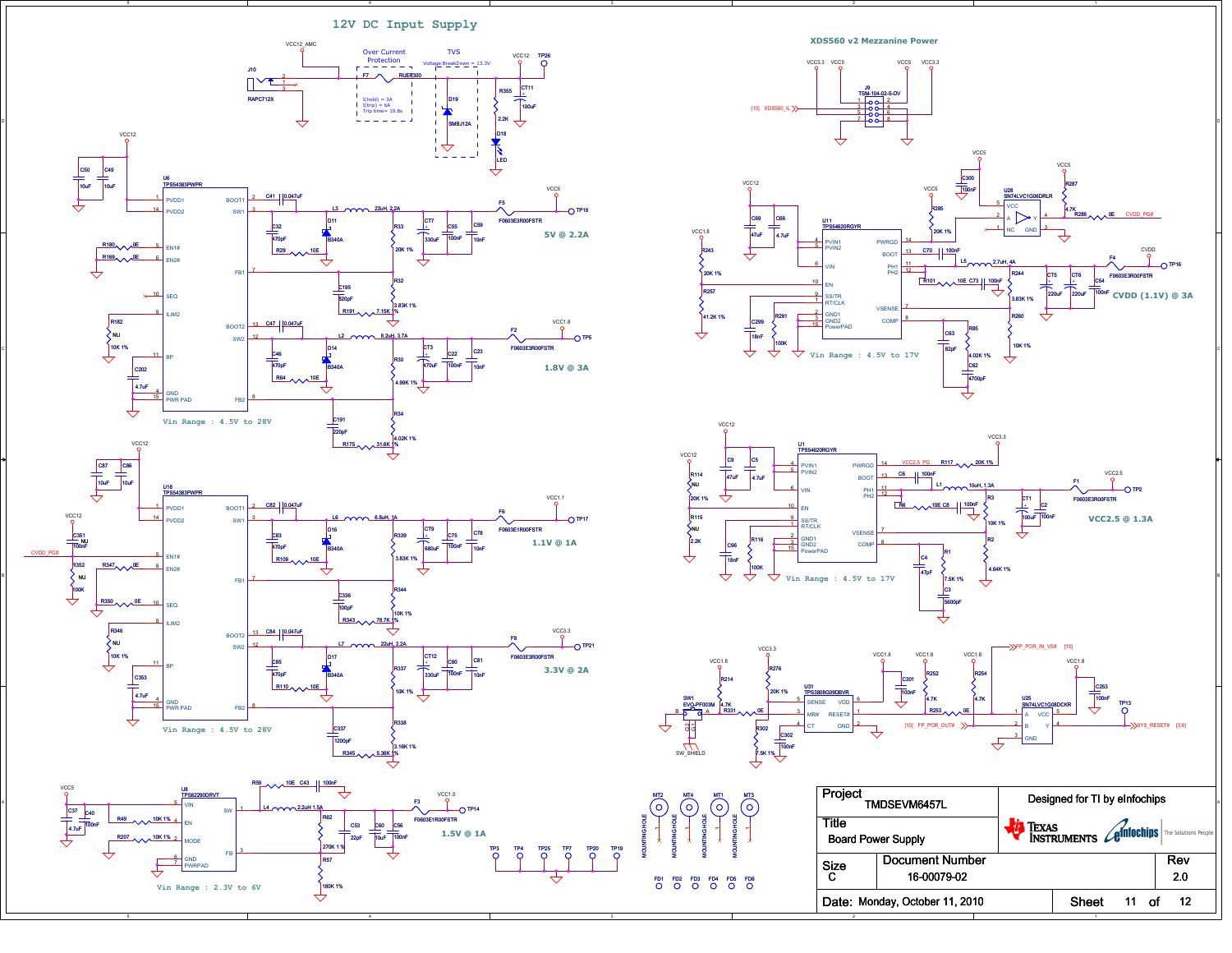# 12V DC Input Supply

Over Current Protection

F7 RUEF300

I(hold) = 3A
I(trip) = 6A
Trip time= 10.8s

TVS

Voltage Breakdown = 13.3V

D19 SMBJ12A

J10 RAPC712X

VCC12_AMC

VCC12 TP26

R355 2.2K

D18 LED

CT11 100uF

## XDS560 v2 Mezzanine Power

VCC3.3 VCC5 VCC5 VCC3.3

J9 TSM-104-02-S-DV

[10] XDS560_IL

## U6 TPS54383PWPR

VCC12

C50 10uF, C49 10uF

R180 0E EN1#, R169 0E EN2#

SEQ, ILIM2, BP, GND, PWR PAD

R182 NU, 10K 1%

C202 4.7uF

C41 0.047uF, L3 22uH, 2.2A, D11 B340A, C32 470pF, R29 10E, R33 20K 1%, CT7 330uF, C55 100nF, C59 10nF, F5 F0603E3R00FSTR, VCC5 TP18

C195 820pF, R191 7.15K 1%, R32 3.83K 1%

**5V @ 2.2A**

C47 0.047uF, L2 8.2uH, 3.7A, D14 B340A, C46 470pF, R64 10E, R30 4.99K 1%, CT3 470uF, C22 100nF, C23 10nF, F2 F0603E3R00FSTR, VCC1.8 TP5

C191 220pF, R175 31.6K 1%, R34 4.02K 1%

**1.8V @ 3A**

Vin Range : 4.5V to 28V

## U18 TPS54383PWPR

VCC12

C87 10uF, C86 10uF

VCC12, C351 NU 100nF, CVDD_PG#, R352 NU 100K

R347 0E, R350 0E

R346 NU, 10K 1%

C353 4.7uF

C82 0.047uF, L6 6.8uH, 1A, D16 B340A, C83 470pF, R109 10E, R339 3.83K 1%, CT9 680uF, C75 100nF, C78 10nF, F6 F0603E1R00FSTR, VCC1.1 TP17

C336 100pF, R343 78.7K 1%, R344 10K 1%

**1.1V @ 1A**

C84 0.047uF, L7 22uH, 2.2A, D17 B340A, C85 470pF, R110 10E, R337 10K 1%, CT12 330uF, C80 100nF, C81 10nF, F8 F0603E3R00FSTR, VCC3.3 TP21

C337 1200pF, R345 5.36K 1%, R338 3.16K 1%

**3.3V @ 2A**

Vin Range : 4.5V to 28V

## U8 TPS62290DRVT

VCC5, C37 4.7uF, C40 100nF, R49 10K 1%, R207 10K 1%

VIN, EN, MODE, GND, PWRPAD, SW, FB

R59 10E, C43 100nF, L4 2.2uH 1.5A, R62 270K 1%, R57 180K 1%, C53 22pF, C60 10uF, C56 100nF, F3 F0603E1R00FSTR, VCC1.5 TP14

**1.5V @ 1A**

Vin Range : 2.3V to 6V

## U11 TPS54620RGYR

VCC12, C69 47uF, C66 4.7uF

VCC1.8, R243 20K 1%, R257 41.2K 1%

C299 18nF, R281 100K

VCC5, R285 20K 1%

U28 SN74LVC1G06DRLR, C300 100nF, R287 4.7K, R286 0E, CVDD_PG#

C70 100nF, L5 2.7uH, 4A, R101 10E, C73 100nF, R244 3.83K 1%, R260 10K 1%, CT5 220uF, CT6 220uF, C54 100nF, F4 F0603E3R00FSTR, CVDD TP16

C63 82pF, R85 4.02K 1%, C62 4700pF

**CVDD (1.1V) @ 3A**

Vin Range : 4.5V to 17V

## U1 TPS54620RGYR

VCC12, C9 47uF, C5 4.7uF

VCC12, R114 NU 20K 1%, R115 NU 2.2K

C96 18nF, R116 100K

VCC3.3, VCC2.5_PG, R117 20K 1%

C6 100nF, L1 10uH, 1.3A, R6 10E, C8 100nF, R3 10K 1%, R2 4.64K 1%, CT1 100uF, C2 100nF, F1 F0603E3R00FSTR, VCC2.5 TP2

C4 47pF, R1 7.5K 1%, C3 5600pF

**VCC2.5 @ 1.3A**

Vin Range : 4.5V to 17V

## U31 TPS3808G09DBVR

VCC1.8, R214 4.7K, VCC3.3, R276 20K 1%

SW1 EVQ-PF003M, SW_SHIELD, R331 0E, R302 7.5K 1%, C302 100nF

VCC1.8, C301 100nF, VCC1.8 R252 4.7K, R253 0E, [10] FP_POR_OUT#

FP_POR_IN_VS# [10]

## U25 SN74LVC1G08DCKR

VCC1.8, R254 4.7K, VCC1.8, C253 100nF, TP13, SYS_RESET# [3,6]

MT2, MT4, MT1, MT3 MOUNTINGHOLE

FD1 FD2 FD3 FD4 FD5 FD6

TP3 TP4 TP25 TP7 TP20 TP19

| Project | TMDSEVM6457L | Designed for TI by eInfochips | |
|---|---|---|---|
| Title | Board Power Supply | | |
| Size | C | Document Number 16-00079-02 | Rev 2.0 |
| Date: | Monday, October 11, 2010 | Sheet 11 of 12 | |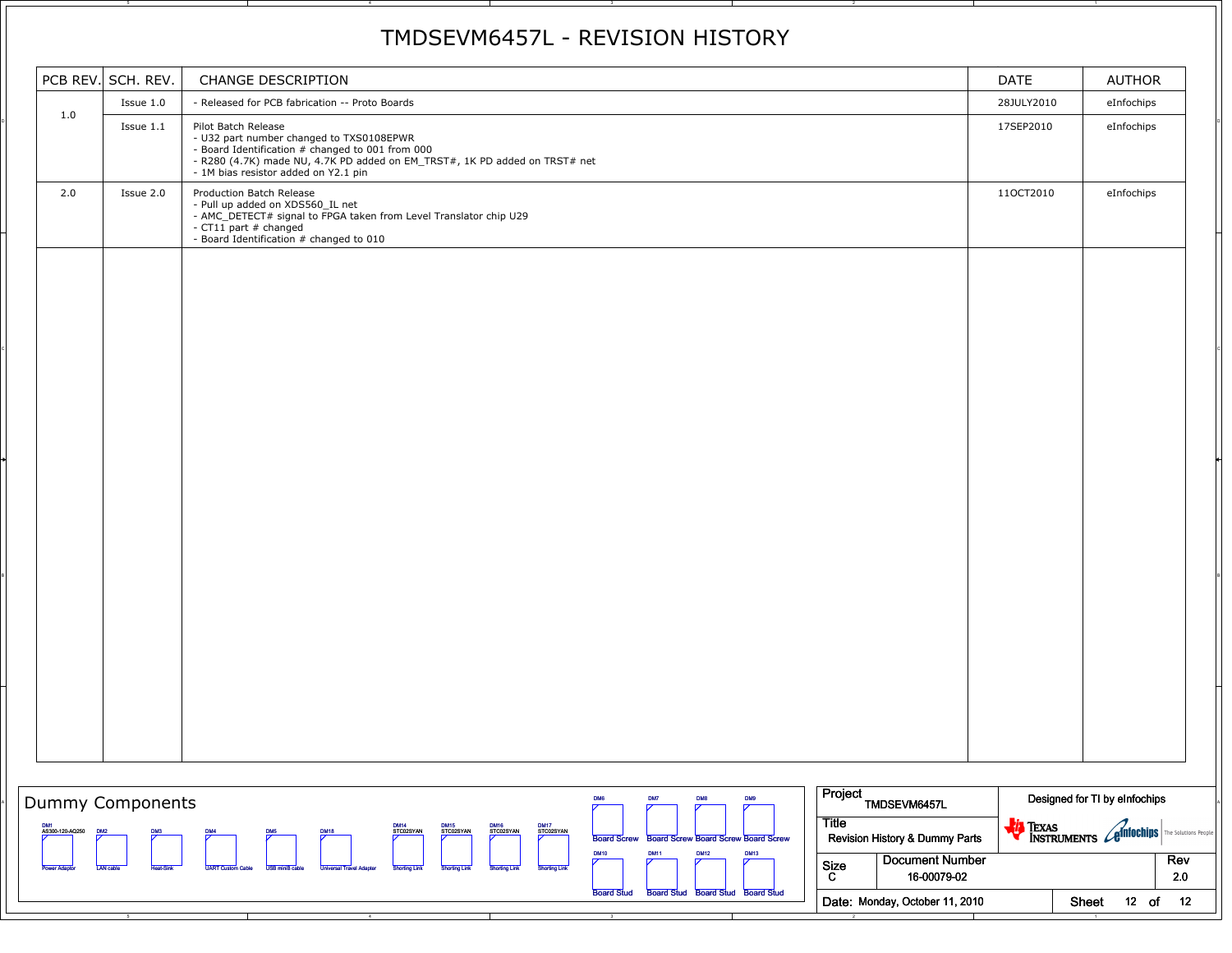# TMDSEVM6457L - REVISION HISTORY

| PCB REV. | SCH. REV. | CHANGE DESCRIPTION | DATE | AUTHOR |
|---|---|---|---|---|
| 1.0 | Issue 1.0 | - Released for PCB fabrication -- Proto Boards | 28JULY2010 | eInfochips |
| | Issue 1.1 | Pilot Batch Release<br>- U32 part number changed to TXS0108EPWR<br>- Board Identification # changed to 001 from 000<br>- R280 (4.7K) made NU, 4.7K PD added on EM_TRST#, 1K PD added on TRST# net<br>- 1M bias resistor added on Y2.1 pin | 17SEP2010 | eInfochips |
| 2.0 | Issue 2.0 | Production Batch Release<br>- Pull up added on XDS560_IL net<br>- AMC_DETECT# signal to FPGA taken from Level Translator chip U29<br>- CT11 part # changed<br>- Board Identification # changed to 010 | 11OCT2010 | eInfochips |

## Dummy Components

DM1 AS300-120-AQ250 Power Adaptor
DM2 LAN cable
DM3 Heat-Sink
DM4 UART Custom Cable
DM5 USB miniB cable
DM18 Universal Travel Adapter
DM14 STC02SYAN Shorting Link
DM15 STC02SYAN Shorting Link
DM16 STC02SYAN Shorting Link
DM17 STC02SYAN Shorting Link
DM6 Board Screw
DM7 Board Screw
DM8 Board Screw
DM9 Board Screw
DM10 Board Stud
DM11 Board Stud
DM12 Board Stud
DM13 Board Stud

| | |
|---|---|
| Project | TMDSEVM6457L |
| Title | Revision History & Dummy Parts |
| Size | C |
| Document Number | 16-00079-02 |
| Rev | 2.0 |
| Date | Monday, October 11, 2010 |

Designed for TI by eInfochips

Texas Instruments | eInfochips The Solutions People